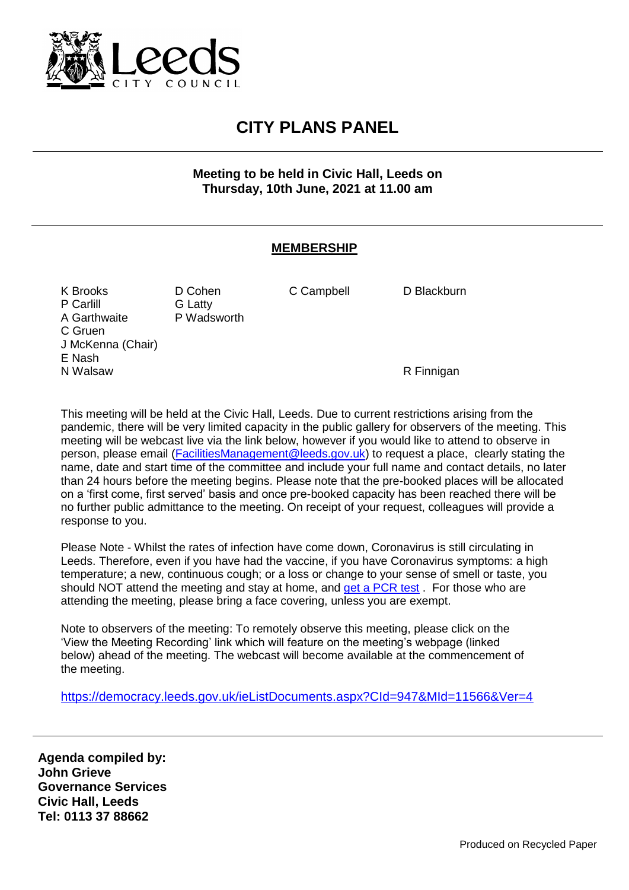# CITY PLANS PANEL

**Meeting to be held in Civic Hall, Leeds on Thursday, 10th June, 2021 at 11.00 am**

## MEMBERSHIP

| | | | |
|---|---|---|---|
| K Brooks | D Cohen | C Campbell | D Blackburn |
| P Carlill | G Latty | | |
| A Garthwaite | P Wadsworth | | |
| C Gruen | | | |
| J McKenna (Chair) | | | |
| E Nash | | | |
| N Walsaw | | | R Finnigan |

This meeting will be held at the Civic Hall, Leeds. Due to current restrictions arising from the pandemic, there will be very limited capacity in the public gallery for observers of the meeting. This meeting will be webcast live via the link below, however if you would like to attend to observe in person, please email (FacilitiesManagement@leeds.gov.uk) to request a place, clearly stating the name, date and start time of the committee and include your full name and contact details, no later than 24 hours before the meeting begins. Please note that the pre-booked places will be allocated on a 'first come, first served' basis and once pre-booked capacity has been reached there will be no further public admittance to the meeting. On receipt of your request, colleagues will provide a response to you.

Please Note - Whilst the rates of infection have come down, Coronavirus is still circulating in Leeds. Therefore, even if you have had the vaccine, if you have Coronavirus symptoms: a high temperature; a new, continuous cough; or a loss or change to your sense of smell or taste, you should NOT attend the meeting and stay at home, and get a PCR test . For those who are attending the meeting, please bring a face covering, unless you are exempt.

Note to observers of the meeting: To remotely observe this meeting, please click on the 'View the Meeting Recording' link which will feature on the meeting's webpage (linked below) ahead of the meeting. The webcast will become available at the commencement of the meeting.

https://democracy.leeds.gov.uk/ieListDocuments.aspx?CId=947&MId=11566&Ver=4

**Agenda compiled by:**
**John Grieve**
**Governance Services**
**Civic Hall, Leeds**
**Tel: 0113 37 88662**

Produced on Recycled Paper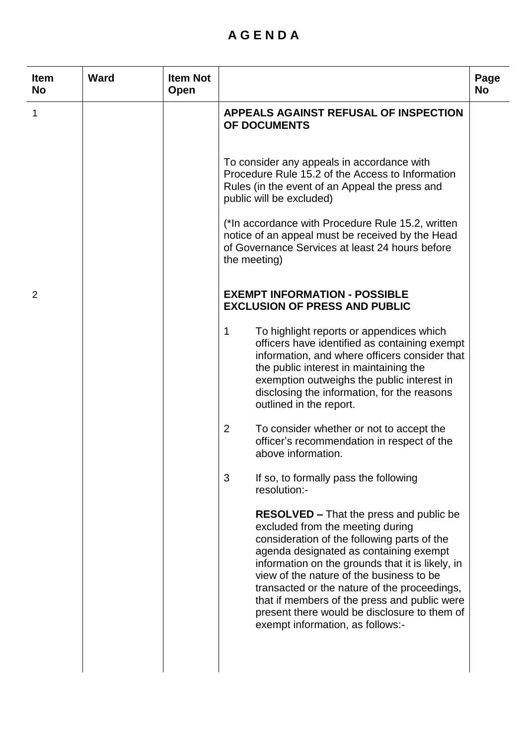# A G E N D A

| Item No | Ward | Item Not Open | | Page No |
|---|---|---|---|---|
| 1 | | | **APPEALS AGAINST REFUSAL OF INSPECTION OF DOCUMENTS**<br><br>To consider any appeals in accordance with Procedure Rule 15.2 of the Access to Information Rules (in the event of an Appeal the press and public will be excluded)<br><br>(*In accordance with Procedure Rule 15.2, written notice of an appeal must be received by the Head of Governance Services at least 24 hours before the meeting) | |
| 2 | | | **EXEMPT INFORMATION - POSSIBLE EXCLUSION OF PRESS AND PUBLIC**<br><br>1 To highlight reports or appendices which officers have identified as containing exempt information, and where officers consider that the public interest in maintaining the exemption outweighs the public interest in disclosing the information, for the reasons outlined in the report.<br><br>2 To consider whether or not to accept the officer's recommendation in respect of the above information.<br><br>3 If so, to formally pass the following resolution:-<br><br>**RESOLVED –** That the press and public be excluded from the meeting during consideration of the following parts of the agenda designated as containing exempt information on the grounds that it is likely, in view of the nature of the business to be transacted or the nature of the proceedings, that if members of the press and public were present there would be disclosure to them of exempt information, as follows:- | |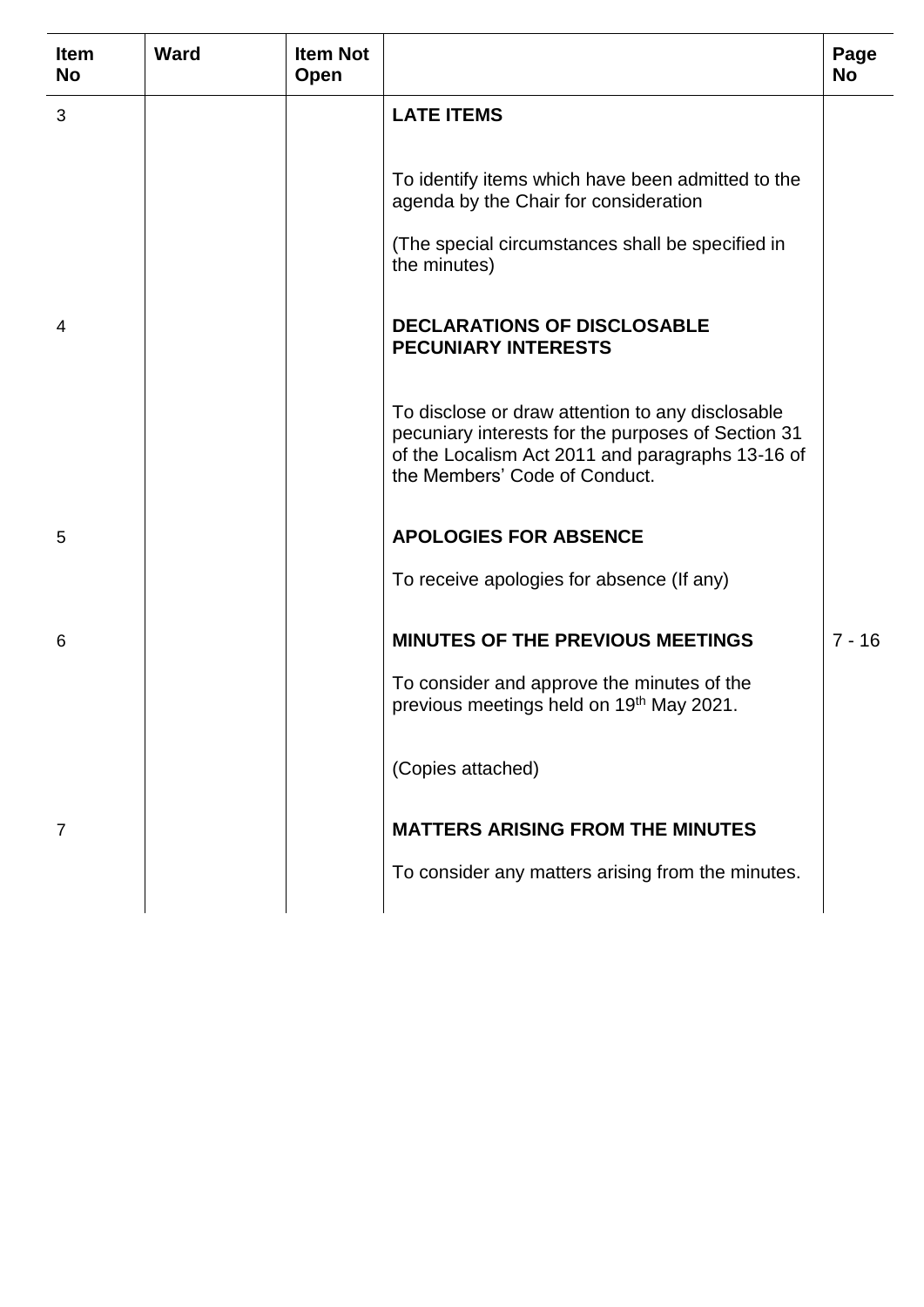| Item No | Ward | Item Not Open | | Page No |
|---|---|---|---|---|
| 3 | | | **LATE ITEMS**<br><br>To identify items which have been admitted to the agenda by the Chair for consideration<br><br>(The special circumstances shall be specified in the minutes) | |
| 4 | | | **DECLARATIONS OF DISCLOSABLE PECUNIARY INTERESTS**<br><br>To disclose or draw attention to any disclosable pecuniary interests for the purposes of Section 31 of the Localism Act 2011 and paragraphs 13-16 of the Members' Code of Conduct. | |
| 5 | | | **APOLOGIES FOR ABSENCE**<br><br>To receive apologies for absence (If any) | |
| 6 | | | **MINUTES OF THE PREVIOUS MEETINGS**<br><br>To consider and approve the minutes of the previous meetings held on 19th May 2021.<br><br>(Copies attached) | 7 - 16 |
| 7 | | | **MATTERS ARISING FROM THE MINUTES**<br><br>To consider any matters arising from the minutes. | |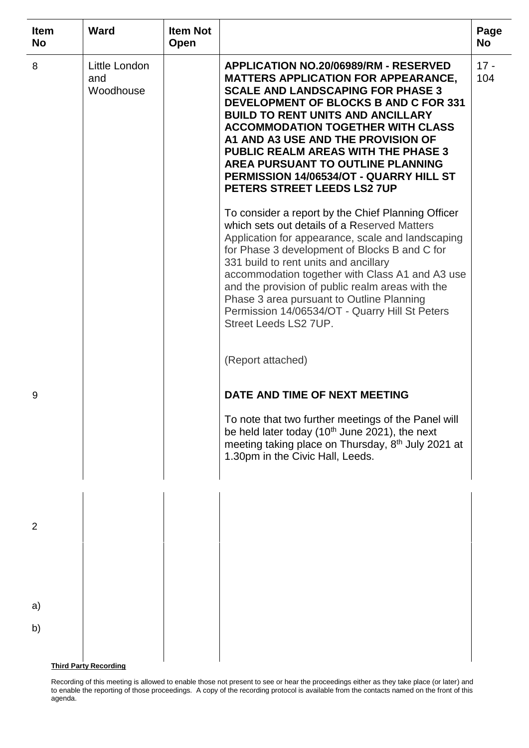| Item No | Ward | Item Not Open | | Page No |
|---|---|---|---|---|
| 8 | Little London and Woodhouse | | **APPLICATION NO.20/06989/RM - RESERVED MATTERS APPLICATION FOR APPEARANCE, SCALE AND LANDSCAPING FOR PHASE 3 DEVELOPMENT OF BLOCKS B AND C FOR 331 BUILD TO RENT UNITS AND ANCILLARY ACCOMMODATION TOGETHER WITH CLASS A1 AND A3 USE AND THE PROVISION OF PUBLIC REALM AREAS WITH THE PHASE 3 AREA PURSUANT TO OUTLINE PLANNING PERMISSION 14/06534/OT - QUARRY HILL ST PETERS STREET LEEDS LS2 7UP**<br><br>To consider a report by the Chief Planning Officer which sets out details of a Reserved Matters Application for appearance, scale and landscaping for Phase 3 development of Blocks B and C for 331 build to rent units and ancillary accommodation together with Class A1 and A3 use and the provision of public realm areas with the Phase 3 area pursuant to Outline Planning Permission 14/06534/OT - Quarry Hill St Peters Street Leeds LS2 7UP.<br><br>(Report attached) | 17 - 104 |
| 9 | | | **DATE AND TIME OF NEXT MEETING**<br><br>To note that two further meetings of the Panel will be held later today (10th June 2021), the next meeting taking place on Thursday, 8th July 2021 at 1.30pm in the Civic Hall, Leeds. | |
| 2 | | | | |
| a) | | | | |
| b) | | | | |

**Third Party Recording**

Recording of this meeting is allowed to enable those not present to see or hear the proceedings either as they take place (or later) and to enable the reporting of those proceedings. A copy of the recording protocol is available from the contacts named on the front of this agenda.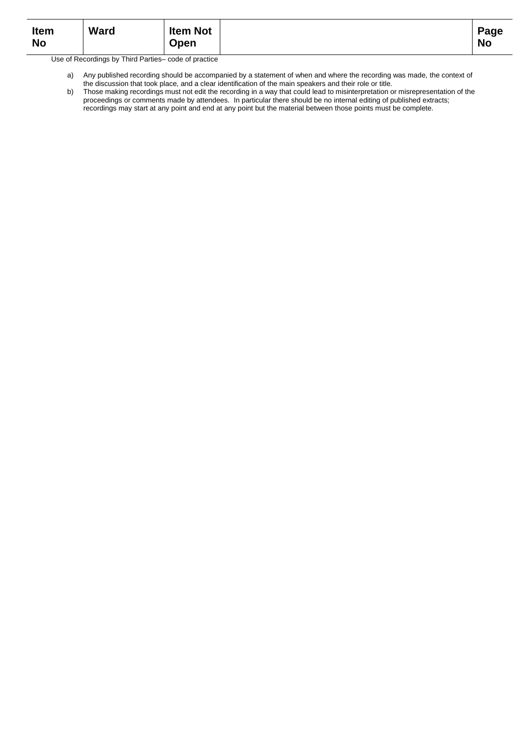| Item No | Ward | Item Not Open | | Page No |
| --- | --- | --- | --- | --- |

Use of Recordings by Third Parties– code of practice

a) Any published recording should be accompanied by a statement of when and where the recording was made, the context of the discussion that took place, and a clear identification of the main speakers and their role or title.

b) Those making recordings must not edit the recording in a way that could lead to misinterpretation or misrepresentation of the proceedings or comments made by attendees. In particular there should be no internal editing of published extracts; recordings may start at any point and end at any point but the material between those points must be complete.